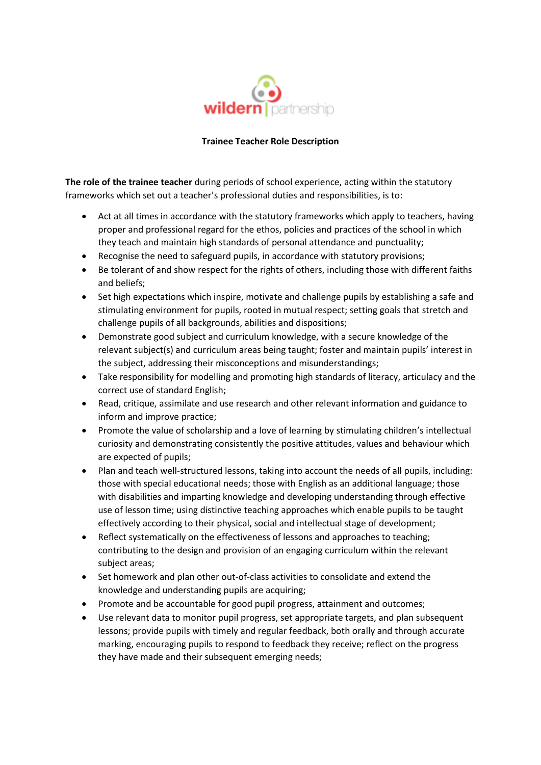wildern | partnership

**Trainee Teacher Role Description**

**The role of the trainee teacher** during periods of school experience, acting within the statutory frameworks which set out a teacher's professional duties and responsibilities, is to:

- Act at all times in accordance with the statutory frameworks which apply to teachers, having proper and professional regard for the ethos, policies and practices of the school in which they teach and maintain high standards of personal attendance and punctuality;
- Recognise the need to safeguard pupils, in accordance with statutory provisions;
- Be tolerant of and show respect for the rights of others, including those with different faiths and beliefs;
- Set high expectations which inspire, motivate and challenge pupils by establishing a safe and stimulating environment for pupils, rooted in mutual respect; setting goals that stretch and challenge pupils of all backgrounds, abilities and dispositions;
- Demonstrate good subject and curriculum knowledge, with a secure knowledge of the relevant subject(s) and curriculum areas being taught; foster and maintain pupils' interest in the subject, addressing their misconceptions and misunderstandings;
- Take responsibility for modelling and promoting high standards of literacy, articulacy and the correct use of standard English;
- Read, critique, assimilate and use research and other relevant information and guidance to inform and improve practice;
- Promote the value of scholarship and a love of learning by stimulating children's intellectual curiosity and demonstrating consistently the positive attitudes, values and behaviour which are expected of pupils;
- Plan and teach well-structured lessons, taking into account the needs of all pupils, including: those with special educational needs; those with English as an additional language; those with disabilities and imparting knowledge and developing understanding through effective use of lesson time; using distinctive teaching approaches which enable pupils to be taught effectively according to their physical, social and intellectual stage of development;
- Reflect systematically on the effectiveness of lessons and approaches to teaching; contributing to the design and provision of an engaging curriculum within the relevant subject areas;
- Set homework and plan other out-of-class activities to consolidate and extend the knowledge and understanding pupils are acquiring;
- Promote and be accountable for good pupil progress, attainment and outcomes;
- Use relevant data to monitor pupil progress, set appropriate targets, and plan subsequent lessons; provide pupils with timely and regular feedback, both orally and through accurate marking, encouraging pupils to respond to feedback they receive; reflect on the progress they have made and their subsequent emerging needs;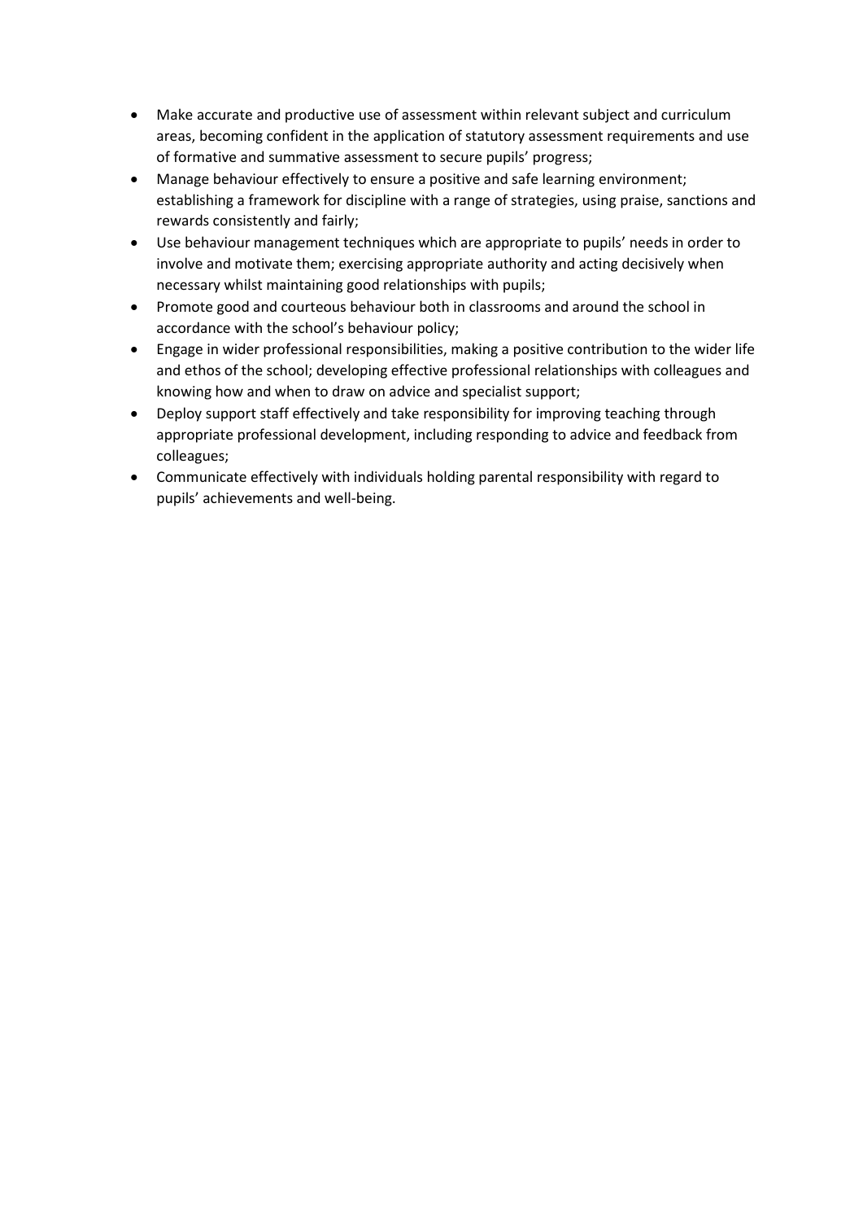- Make accurate and productive use of assessment within relevant subject and curriculum areas, becoming confident in the application of statutory assessment requirements and use of formative and summative assessment to secure pupils' progress;
- Manage behaviour effectively to ensure a positive and safe learning environment; establishing a framework for discipline with a range of strategies, using praise, sanctions and rewards consistently and fairly;
- Use behaviour management techniques which are appropriate to pupils' needs in order to involve and motivate them; exercising appropriate authority and acting decisively when necessary whilst maintaining good relationships with pupils;
- Promote good and courteous behaviour both in classrooms and around the school in accordance with the school's behaviour policy;
- Engage in wider professional responsibilities, making a positive contribution to the wider life and ethos of the school; developing effective professional relationships with colleagues and knowing how and when to draw on advice and specialist support;
- Deploy support staff effectively and take responsibility for improving teaching through appropriate professional development, including responding to advice and feedback from colleagues;
- Communicate effectively with individuals holding parental responsibility with regard to pupils' achievements and well-being.